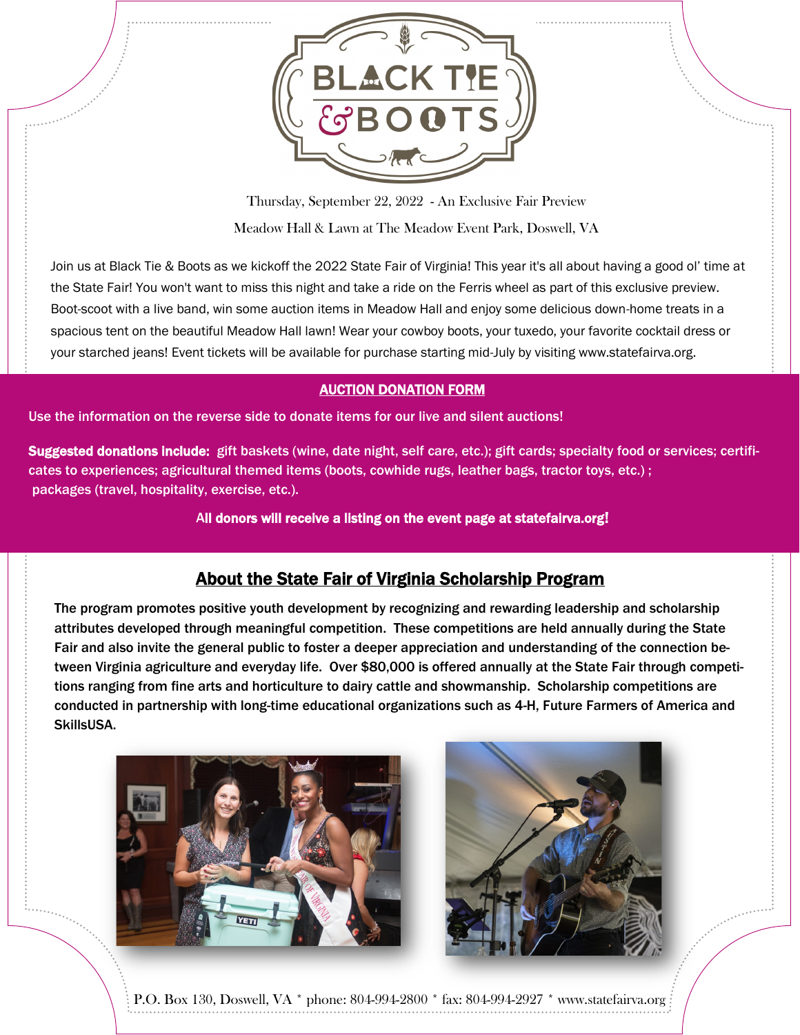# BLACK TIE & BOOTS

Thursday, September 22, 2022 - An Exclusive Fair Preview

Meadow Hall & Lawn at The Meadow Event Park, Doswell, VA

Join us at Black Tie & Boots as we kickoff the 2022 State Fair of Virginia! This year it's all about having a good ol' time at the State Fair! You won't want to miss this night and take a ride on the Ferris wheel as part of this exclusive preview. Boot-scoot with a live band, win some auction items in Meadow Hall and enjoy some delicious down-home treats in a spacious tent on the beautiful Meadow Hall lawn! Wear your cowboy boots, your tuxedo, your favorite cocktail dress or your starched jeans! Event tickets will be available for purchase starting mid-July by visiting www.statefairva.org.

## AUCTION DONATION FORM

Use the information on the reverse side to donate items for our live and silent auctions!

**Suggested donations include:** gift baskets (wine, date night, self care, etc.); gift cards; specialty food or services; certificates to experiences; agricultural themed items (boots, cowhide rugs, leather bags, tractor toys, etc.) ; packages (travel, hospitality, exercise, etc.).

**All donors will receive a listing on the event page at statefairva.org!**

## About the State Fair of Virginia Scholarship Program

The program promotes positive youth development by recognizing and rewarding leadership and scholarship attributes developed through meaningful competition. These competitions are held annually during the State Fair and also invite the general public to foster a deeper appreciation and understanding of the connection between Virginia agriculture and everyday life. Over $80,000 is offered annually at the State Fair through competitions ranging from fine arts and horticulture to dairy cattle and showmanship. Scholarship competitions are conducted in partnership with long-time educational organizations such as 4-H, Future Farmers of America and SkillsUSA.

P.O. Box 130, Doswell, VA * phone: 804-994-2800 * fax: 804-994-2927 * www.statefairva.org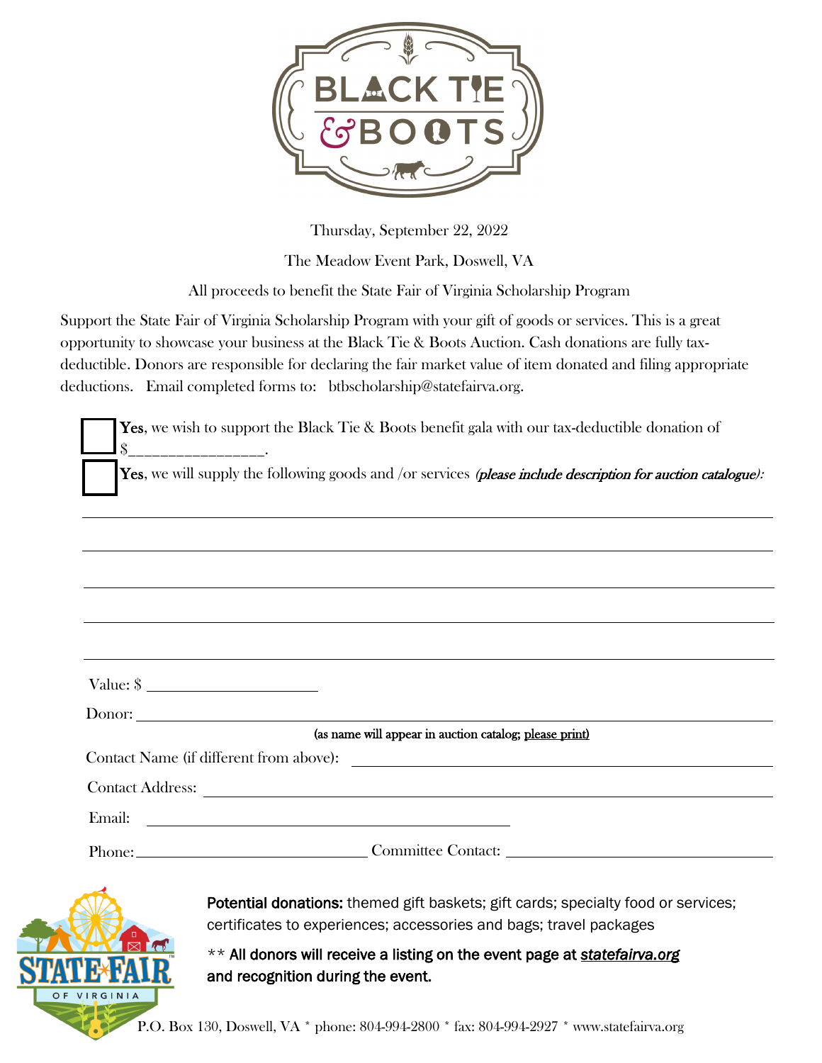# BLACK TIE & BOOTS

Thursday, September 22, 2022

The Meadow Event Park, Doswell, VA

All proceeds to benefit the State Fair of Virginia Scholarship Program

Support the State Fair of Virginia Scholarship Program with your gift of goods or services. This is a great opportunity to showcase your business at the Black Tie & Boots Auction. Cash donations are fully tax-deductible. Donors are responsible for declaring the fair market value of item donated and filing appropriate deductions.   Email completed forms to:   btbscholarship@statefairva.org.

☐ **Yes**, we wish to support the Black Tie & Boots benefit gala with our tax-deductible donation of $________________.

☐ **Yes**, we will supply the following goods and /or services *(please include description for auction catalogue):*

______________________________________________________________________

______________________________________________________________________

______________________________________________________________________

______________________________________________________________________

______________________________________________________________________

Value: $ ______________________

Donor: ______________________________________________________________

(as name will appear in auction catalog; please print)

Contact Name (if different from above): ________________________________

Contact Address: ____________________________________________________

Email: ______________________________________

Phone: ______________________________ Committee Contact: ______________________________

STATE FAIR OF VIRGINIA

**Potential donations:** themed gift baskets; gift cards; specialty food or services; certificates to experiences; accessories and bags; travel packages

** **All donors will receive a listing on the event page at *statefairva.org* and recognition during the event.**

P.O. Box 130, Doswell, VA * phone: 804-994-2800 * fax: 804-994-2927 * www.statefairva.org